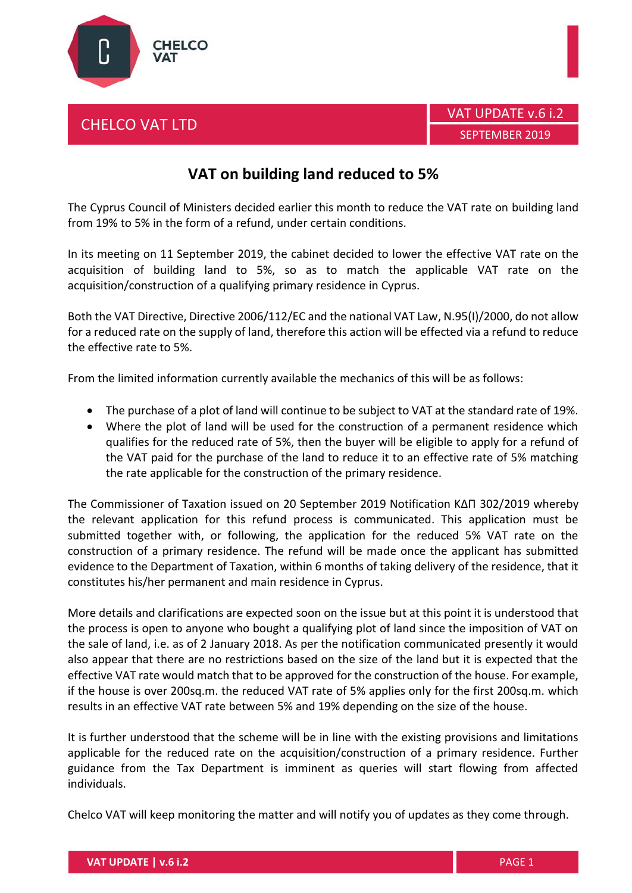CHELCO VAT LTD

VAT UPDATE v.6 i.2

SEPTEMBER 2019

# VAT on building land reduced to 5%

The Cyprus Council of Ministers decided earlier this month to reduce the VAT rate on building land from 19% to 5% in the form of a refund, under certain conditions.

In its meeting on 11 September 2019, the cabinet decided to lower the effective VAT rate on the acquisition of building land to 5%, so as to match the applicable VAT rate on the acquisition/construction of a qualifying primary residence in Cyprus.

Both the VAT Directive, Directive 2006/112/EC and the national VAT Law, N.95(I)/2000, do not allow for a reduced rate on the supply of land, therefore this action will be effected via a refund to reduce the effective rate to 5%.

From the limited information currently available the mechanics of this will be as follows:

- The purchase of a plot of land will continue to be subject to VAT at the standard rate of 19%.
- Where the plot of land will be used for the construction of a permanent residence which qualifies for the reduced rate of 5%, then the buyer will be eligible to apply for a refund of the VAT paid for the purchase of the land to reduce it to an effective rate of 5% matching the rate applicable for the construction of the primary residence.

The Commissioner of Taxation issued on 20 September 2019 Notification ΚΔΠ 302/2019 whereby the relevant application for this refund process is communicated. This application must be submitted together with, or following, the application for the reduced 5% VAT rate on the construction of a primary residence. The refund will be made once the applicant has submitted evidence to the Department of Taxation, within 6 months of taking delivery of the residence, that it constitutes his/her permanent and main residence in Cyprus.

More details and clarifications are expected soon on the issue but at this point it is understood that the process is open to anyone who bought a qualifying plot of land since the imposition of VAT on the sale of land, i.e. as of 2 January 2018. As per the notification communicated presently it would also appear that there are no restrictions based on the size of the land but it is expected that the effective VAT rate would match that to be approved for the construction of the house. For example, if the house is over 200sq.m. the reduced VAT rate of 5% applies only for the first 200sq.m. which results in an effective VAT rate between 5% and 19% depending on the size of the house.

It is further understood that the scheme will be in line with the existing provisions and limitations applicable for the reduced rate on the acquisition/construction of a primary residence. Further guidance from the Tax Department is imminent as queries will start flowing from affected individuals.

Chelco VAT will keep monitoring the matter and will notify you of updates as they come through.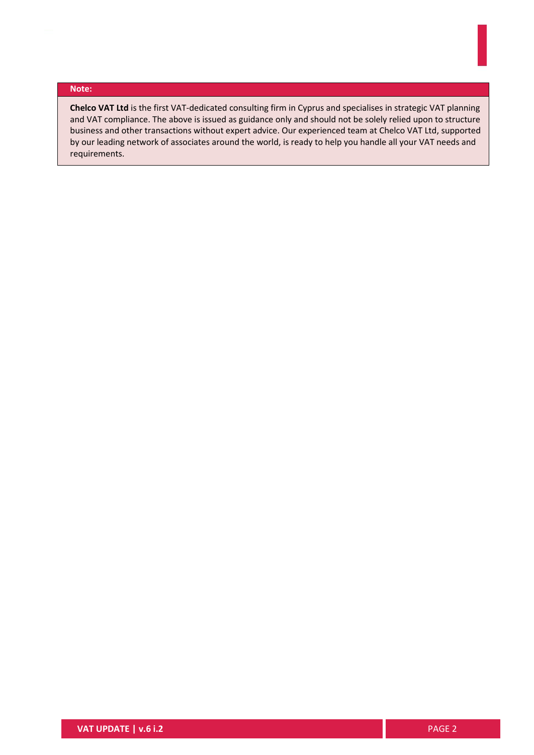**Note:**

**Chelco VAT Ltd** is the first VAT-dedicated consulting firm in Cyprus and specialises in strategic VAT planning and VAT compliance. The above is issued as guidance only and should not be solely relied upon to structure business and other transactions without expert advice. Our experienced team at Chelco VAT Ltd, supported by our leading network of associates around the world, is ready to help you handle all your VAT needs and requirements.